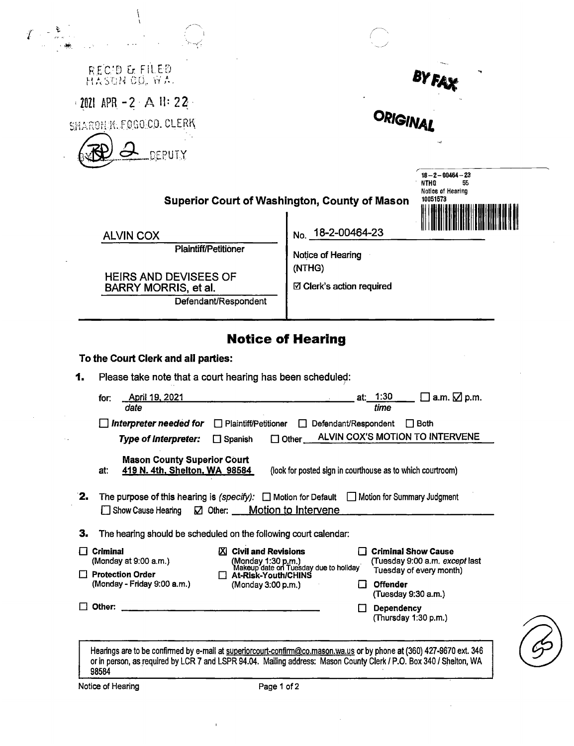REC'D & FILED
MASON CO. WA.

2021 APR -2 A 11:22

SHARON K. FOGO CO. CLERK

DEPUTY

**BY FAX**

**ORIGINAL**

18-2-00464-23
NTHG 55
Notice of Hearing
10051573

## Superior Court of Washington, County of Mason

| | |
|---|---|
| ALVIN COX<br>Plaintiff/Petitioner<br><br>HEIRS AND DEVISEES OF BARRY MORRIS, et al.<br>Defendant/Respondent | No. 18-2-00464-23<br><br>Notice of Hearing (NTHG)<br><br>☑ Clerk's action required |

# Notice of Hearing

**To the Court Clerk and all parties:**

**1.** Please take note that a court hearing has been scheduled:

for: April 19, 2021 (date) at: 1:30 (time) ☐ a.m. ☑ p.m.

☐ ***Interpreter needed for*** ☐ Plaintiff/Petitioner ☐ Defendant/Respondent ☐ Both

***Type of Interpreter:*** ☐ Spanish ☐ Other ALVIN COX'S MOTION TO INTERVENE

at: **Mason County Superior Court**
**419 N. 4th, Shelton, WA 98584** (look for posted sign in courthouse as to which courtroom)

**2.** The purpose of this hearing is *(specify)*: ☐ Motion for Default ☐ Motion for Summary Judgment
☐ Show Cause Hearing ☑ Other: Motion to Intervene

**3.** The hearing should be scheduled on the following court calendar:

| | | |
|---|---|---|
| ☐ **Criminal** (Monday at 9:00 a.m.) | ☒ **Civil and Revisions** (Monday 1:30 p.m.) Makeup date on Tuesday due to holiday | ☐ **Criminal Show Cause** (Tuesday 9:00 a.m. *except* last Tuesday of every month) |
| ☐ **Protection Order** (Monday - Friday 9:00 a.m.) | ☐ **At-Risk-Youth/CHINS** (Monday 3:00 p.m.) | ☐ **Offender** (Tuesday 9:30 a.m.) |
| ☐ **Other:** | | ☐ **Dependency** (Thursday 1:30 p.m.) |

Hearings are to be confirmed by e-mail at superiorcourt-confirm@co.mason.wa.us or by phone at (360) 427-9670 ext. 346 or in person, as required by LCR 7 and LSPR 94.04. Mailing address: Mason County Clerk / P.O. Box 340 / Shelton, WA 98584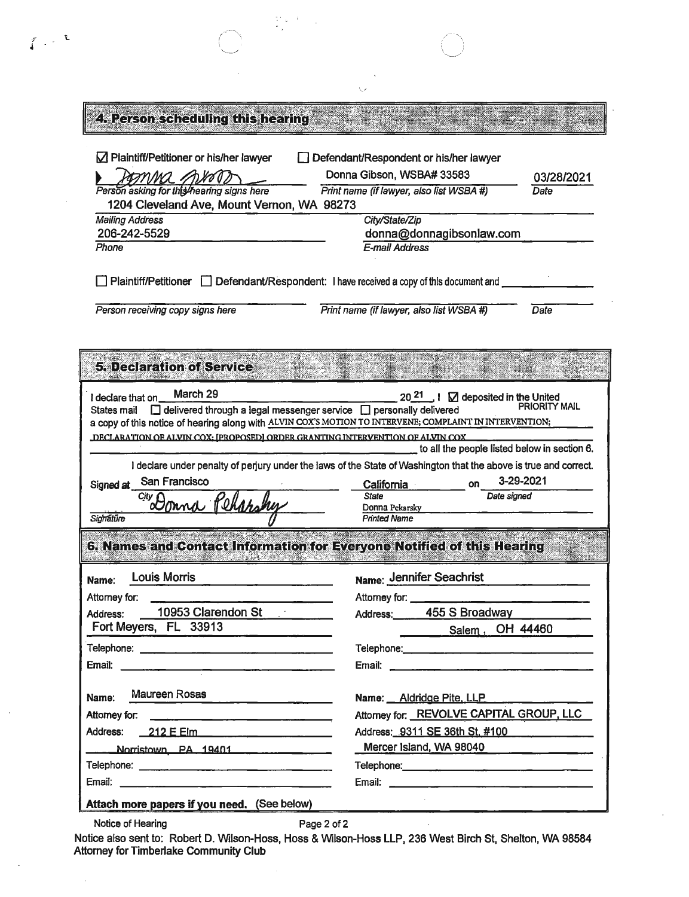## 4. Person scheduling this hearing

☑ Plaintiff/Petitioner or his/her lawyer ☐ Defendant/Respondent or his/her lawyer

| | | |
|---|---|---|
| *[signature]* | Donna Gibson, WSBA# 33583 | 03/28/2021 |
| *Person asking for this hearing signs here* | *Print name (if lawyer, also list WSBA #)* | *Date* |
| 1204 Cleveland Ave, Mount Vernon, WA 98273 | | |
| *Mailing Address* | *City/State/Zip* | |
| 206-242-5529 | donna@donnagibsonlaw.com | |
| *Phone* | *E-mail Address* | |

☐ Plaintiff/Petitioner ☐ Defendant/Respondent: I have received a copy of this document and ________________

| | | |
|---|---|---|
| *Person receiving copy signs here* | *Print name (if lawyer, also list WSBA #)* | *Date* |

## 5. Declaration of Service

I declare that on March 29, 20 21, I ☑ deposited in the United States mail PRIORITY MAIL ☐ delivered through a legal messenger service ☐ personally delivered a copy of this notice of hearing along with ALVIN COX'S MOTION TO INTERVENE; COMPLAINT IN INTERVENTION; DECLARATION OF ALVIN COX; [PROPOSED] ORDER GRANTING INTERVENTION OF ALVIN COX to all the people listed below in section 6.

I declare under penalty of perjury under the laws of the State of Washington that the above is true and correct.

Signed at San Francisco, California on 3-29-2021
*City* *State* *Date signed*

*[signature: Donna Pekarsky]* — Donna Pekarsky
*Signature* *Printed Name*

## 6. Names and Contact Information for Everyone Notified of this Hearing

| | |
|---|---|
| Name: Louis Morris | Name: Jennifer Seachrist |
| Attorney for: | Attorney for: |
| Address: 10953 Clarendon St, Fort Meyers, FL 33913 | Address: 455 S Broadway, Salem, OH 44460 |
| Telephone: | Telephone: |
| Email: | Email: |
| Name: Maureen Rosas | Name: Aldridge Pite, LLP |
| Attorney for: | Attorney for: REVOLVE CAPITAL GROUP, LLC |
| Address: 212 E Elm, Norristown, PA 19401 | Address: 9311 SE 36th St. #100, Mercer Island, WA 98040 |
| Telephone: | Telephone: |
| Email: | Email: |

**Attach more papers if you need.** (See below)

Notice also sent to: Robert D. Wilson-Hoss, Hoss & Wilson-Hoss LLP, 236 West Birch St, Shelton, WA 98584 Attorney for Timberlake Community Club